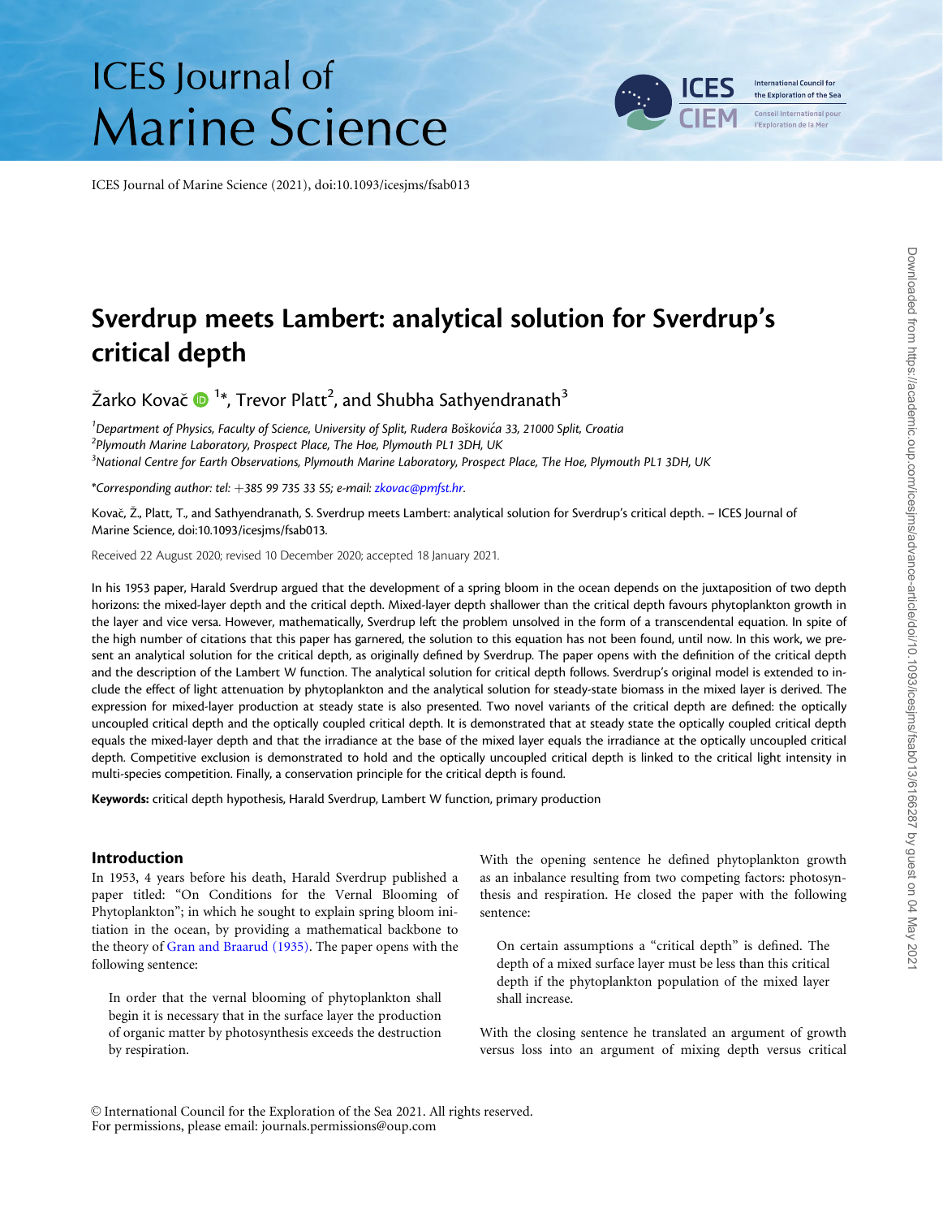# Sverdrup meets Lambert: analytical solution for Sverdrup's critical depth

Žarko Kovač [1]*, Trevor Platt[2], and Shubha Sathyendranath[3]

[1]*Department of Physics, Faculty of Science, University of Split, Rudera Boškovića 33, 21000 Split, Croatia*
[2]*Plymouth Marine Laboratory, Prospect Place, The Hoe, Plymouth PL1 3DH, UK*
[3]*National Centre for Earth Observations, Plymouth Marine Laboratory, Prospect Place, The Hoe, Plymouth PL1 3DH, UK*

*Corresponding author: tel: +385 99 735 33 55; e-mail: zkovac@pmfst.hr.

Kovač, Ž., Platt, T., and Sathyendranath, S. Sverdrup meets Lambert: analytical solution for Sverdrup's critical depth. – ICES Journal of Marine Science, doi:10.1093/icesjms/fsab013.

Received 22 August 2020; revised 10 December 2020; accepted 18 January 2021.

In his 1953 paper, Harald Sverdrup argued that the development of a spring bloom in the ocean depends on the juxtaposition of two depth horizons: the mixed-layer depth and the critical depth. Mixed-layer depth shallower than the critical depth favours phytoplankton growth in the layer and vice versa. However, mathematically, Sverdrup left the problem unsolved in the form of a transcendental equation. In spite of the high number of citations that this paper has garnered, the solution to this equation has not been found, until now. In this work, we present an analytical solution for the critical depth, as originally defined by Sverdrup. The paper opens with the definition of the critical depth and the description of the Lambert W function. The analytical solution for critical depth follows. Sverdrup's original model is extended to include the effect of light attenuation by phytoplankton and the analytical solution for steady-state biomass in the mixed layer is derived. The expression for mixed-layer production at steady state is also presented. Two novel variants of the critical depth are defined: the optically uncoupled critical depth and the optically coupled critical depth. It is demonstrated that at steady state the optically coupled critical depth equals the mixed-layer depth and that the irradiance at the base of the mixed layer equals the irradiance at the optically uncoupled critical depth. Competitive exclusion is demonstrated to hold and the optically uncoupled critical depth is linked to the critical light intensity in multi-species competition. Finally, a conservation principle for the critical depth is found.

**Keywords:** critical depth hypothesis, Harald Sverdrup, Lambert W function, primary production

## Introduction

In 1953, 4 years before his death, Harald Sverdrup published a paper titled: "On Conditions for the Vernal Blooming of Phytoplankton"; in which he sought to explain spring bloom initiation in the ocean, by providing a mathematical backbone to the theory of Gran and Braarud (1935). The paper opens with the following sentence:

> In order that the vernal blooming of phytoplankton shall begin it is necessary that in the surface layer the production of organic matter by photosynthesis exceeds the destruction by respiration.

With the opening sentence he defined phytoplankton growth as an inbalance resulting from two competing factors: photosynthesis and respiration. He closed the paper with the following sentence:

> On certain assumptions a "critical depth" is defined. The depth of a mixed surface layer must be less than this critical depth if the phytoplankton population of the mixed layer shall increase.

With the closing sentence he translated an argument of growth versus loss into an argument of mixing depth versus critical

© International Council for the Exploration of the Sea 2021. All rights reserved.
For permissions, please email: journals.permissions@oup.com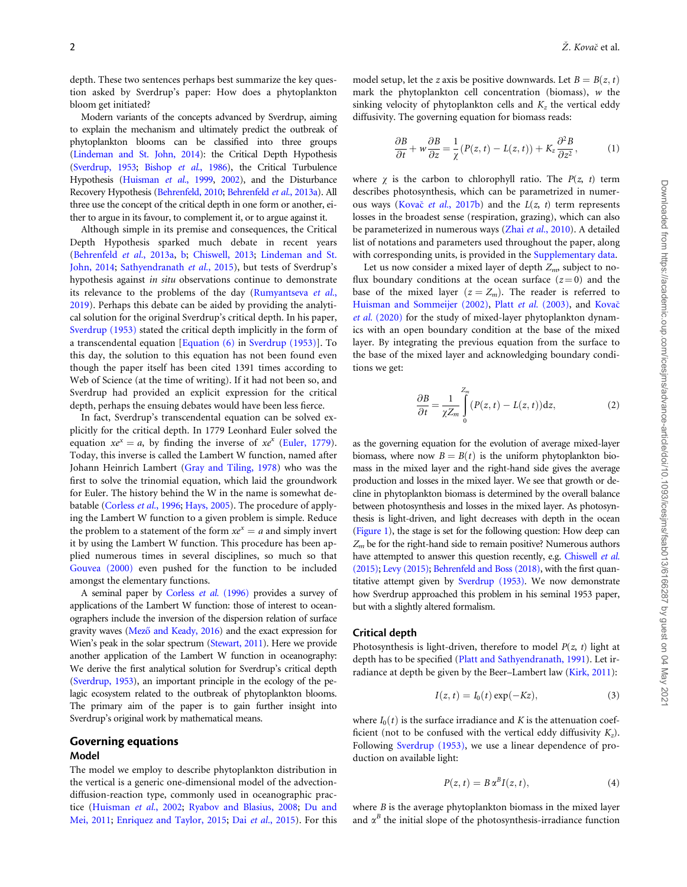depth. These two sentences perhaps best summarize the key question asked by Sverdrup's paper: How does a phytoplankton bloom get initiated?

Modern variants of the concepts advanced by Sverdrup, aiming to explain the mechanism and ultimately predict the outbreak of phytoplankton blooms can be classified into three groups (Lindeman and St. John, 2014): the Critical Depth Hypothesis (Sverdrup, 1953; Bishop *et al.*, 1986), the Critical Turbulence Hypothesis (Huisman *et al.*, 1999, 2002), and the Disturbance Recovery Hypothesis (Behrenfeld, 2010; Behrenfeld *et al.*, 2013a). All three use the concept of the critical depth in one form or another, either to argue in its favour, to complement it, or to argue against it.

Although simple in its premise and consequences, the Critical Depth Hypothesis sparked much debate in recent years (Behrenfeld *et al.*, 2013a, b; Chiswell, 2013; Lindeman and St. John, 2014; Sathyendranath *et al.*, 2015), but tests of Sverdrup's hypothesis against *in situ* observations continue to demonstrate its relevance to the problems of the day (Rumyantseva *et al.*, 2019). Perhaps this debate can be aided by providing the analytical solution for the original Sverdrup's critical depth. In his paper, Sverdrup (1953) stated the critical depth implicitly in the form of a transcendental equation [Equation (6) in Sverdrup (1953)]. To this day, the solution to this equation has not been found even though the paper itself has been cited 1391 times according to Web of Science (at the time of writing). If it had not been so, and Sverdrup had provided an explicit expression for the critical depth, perhaps the ensuing debates would have been less fierce.

In fact, Sverdrup's transcendental equation can be solved explicitly for the critical depth. In 1779 Leonhard Euler solved the equation $xe^x = a$, by finding the inverse of $xe^x$ (Euler, 1779). Today, this inverse is called the Lambert W function, named after Johann Heinrich Lambert (Gray and Tiling, 1978) who was the first to solve the trinomial equation, which laid the groundwork for Euler. The history behind the W in the name is somewhat debatable (Corless *et al.*, 1996; Hays, 2005). The procedure of applying the Lambert W function to a given problem is simple. Reduce the problem to a statement of the form $xe^x = a$ and simply invert it by using the Lambert W function. This procedure has been applied numerous times in several disciplines, so much so that Gouvea (2000) even pushed for the function to be included amongst the elementary functions.

A seminal paper by Corless *et al.* (1996) provides a survey of applications of the Lambert W function: those of interest to oceanographers include the inversion of the dispersion relation of surface gravity waves (Mező and Keady, 2016) and the exact expression for Wien's peak in the solar spectrum (Stewart, 2011). Here we provide another application of the Lambert W function in oceanography: We derive the first analytical solution for Sverdrup's critical depth (Sverdrup, 1953), an important principle in the ecology of the pelagic ecosystem related to the outbreak of phytoplankton blooms. The primary aim of the paper is to gain further insight into Sverdrup's original work by mathematical means.

## Governing equations

### Model

The model we employ to describe phytoplankton distribution in the vertical is a generic one-dimensional model of the advection-diffusion-reaction type, commonly used in oceanographic practice (Huisman *et al.*, 2002; Ryabov and Blasius, 2008; Du and Mei, 2011; Enriquez and Taylor, 2015; Dai *et al.*, 2015). For this model setup, let the $z$ axis be positive downwards. Let $B = B(z, t)$ mark the phytoplankton cell concentration (biomass), $w$ the sinking velocity of phytoplankton cells and $K_z$ the vertical eddy diffusivity. The governing equation for biomass reads:

$$\frac{\partial B}{\partial t} + w\frac{\partial B}{\partial z} = \frac{1}{\chi}(P(z,t) - L(z,t)) + K_z\frac{\partial^2 B}{\partial z^2}, \tag{1}$$

where $\chi$ is the carbon to chlorophyll ratio. The $P(z, t)$ term describes photosynthesis, which can be parametrized in numerous ways (Kovač *et al.*, 2017b) and the $L(z, t)$ term represents losses in the broadest sense (respiration, grazing), which can also be parameterized in numerous ways (Zhai *et al.*, 2010). A detailed list of notations and parameters used throughout the paper, along with corresponding units, is provided in the Supplementary data.

Let us now consider a mixed layer of depth $Z_m$, subject to no-flux boundary conditions at the ocean surface ($z = 0$) and the base of the mixed layer ($z = Z_m$). The reader is referred to Huisman and Sommeijer (2002), Platt *et al.* (2003), and Kovač *et al.* (2020) for the study of mixed-layer phytoplankton dynamics with an open boundary condition at the base of the mixed layer. By integrating the previous equation from the surface to the base of the mixed layer and acknowledging boundary conditions we get:

$$\frac{\partial B}{\partial t} = \frac{1}{\chi Z_m}\int_0^{Z_m}(P(z,t) - L(z,t))\mathrm{d}z, \tag{2}$$

as the governing equation for the evolution of average mixed-layer biomass, where now $B = B(t)$ is the uniform phytoplankton biomass in the mixed layer and the right-hand side gives the average production and losses in the mixed layer. We see that growth or decline in phytoplankton biomass is determined by the overall balance between photosynthesis and losses in the mixed layer. As photosynthesis is light-driven, and light decreases with depth in the ocean (Figure 1), the stage is set for the following question: How deep can $Z_m$ be for the right-hand side to remain positive? Numerous authors have attempted to answer this question recently, e.g. Chiswell *et al.* (2015); Levy (2015); Behrenfeld and Boss (2018), with the first quantitative attempt given by Sverdrup (1953). We now demonstrate how Sverdrup approached this problem in his seminal 1953 paper, but with a slightly altered formalism.

### Critical depth

Photosynthesis is light-driven, therefore to model $P(z, t)$ light at depth has to be specified (Platt and Sathyendranath, 1991). Let irradiance at depth be given by the Beer–Lambert law (Kirk, 2011):

$$I(z,t) = I_0(t)\exp(-Kz), \tag{3}$$

where $I_0(t)$ is the surface irradiance and $K$ is the attenuation coefficient (not to be confused with the vertical eddy diffusivity $K_z$). Following Sverdrup (1953), we use a linear dependence of production on available light:

$$P(z,t) = B\,\alpha^B I(z,t), \tag{4}$$

where $B$ is the average phytoplankton biomass in the mixed layer and $\alpha^B$ the initial slope of the photosynthesis-irradiance function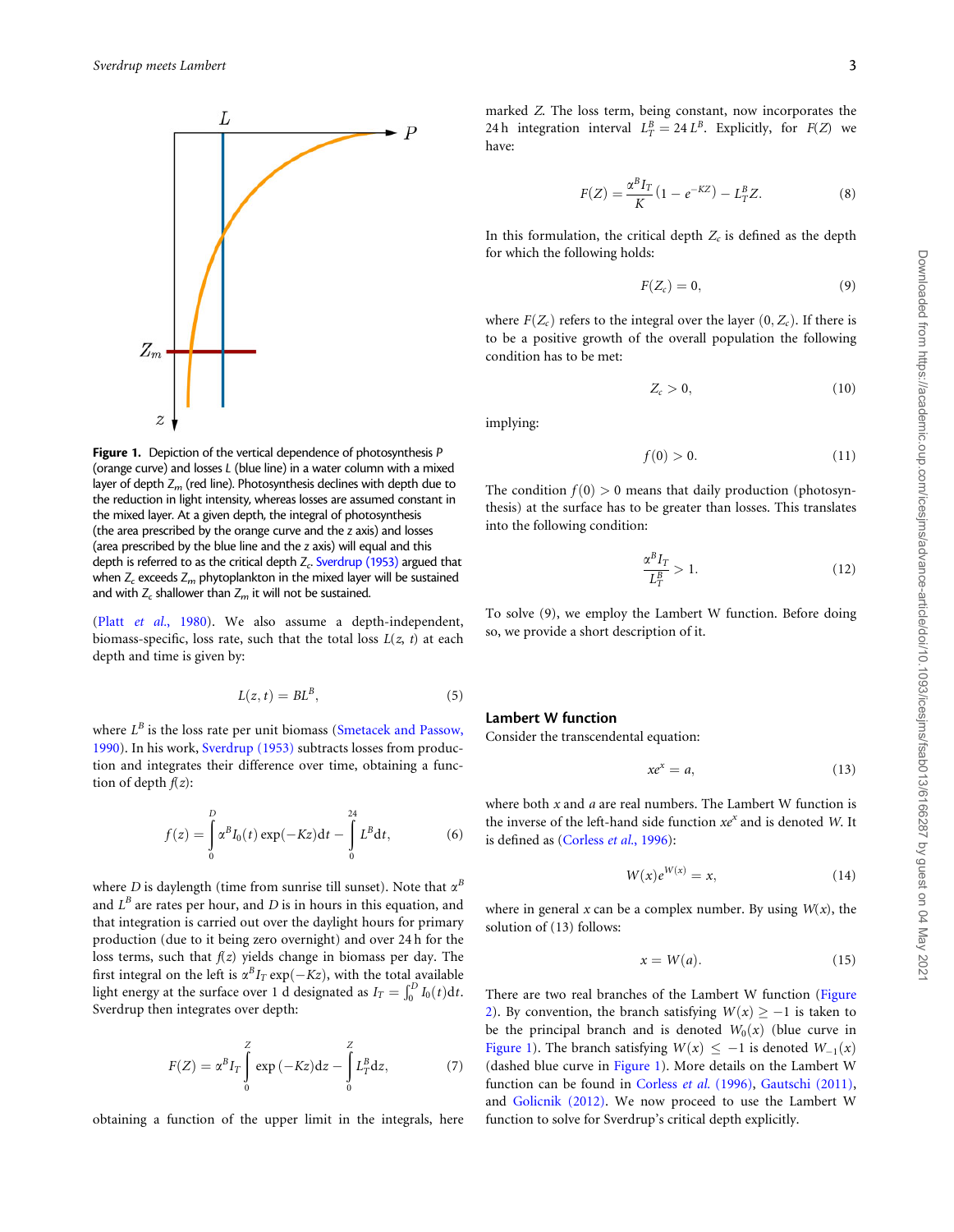**Figure 1.** Depiction of the vertical dependence of photosynthesis $P$ (orange curve) and losses $L$ (blue line) in a water column with a mixed layer of depth $Z_m$ (red line). Photosynthesis declines with depth due to the reduction in light intensity, whereas losses are assumed constant in the mixed layer. At a given depth, the integral of photosynthesis (the area prescribed by the orange curve and the $z$ axis) and losses (area prescribed by the blue line and the $z$ axis) will equal and this depth is referred to as the critical depth $Z_c$. Sverdrup (1953) argued that when $Z_c$ exceeds $Z_m$ phytoplankton in the mixed layer will be sustained and with $Z_c$ shallower than $Z_m$ it will not be sustained.

(Platt *et al.*, 1980). We also assume a depth-independent, biomass-specific, loss rate, such that the total loss $L(z, t)$ at each depth and time is given by:

$$L(z,t) = BL^B, \tag{5}$$

where $L^B$ is the loss rate per unit biomass (Smetacek and Passow, 1990). In his work, Sverdrup (1953) subtracts losses from production and integrates their difference over time, obtaining a function of depth $f(z)$:

$$f(z) = \int_0^D \alpha^B I_0(t)\exp(-Kz)\mathrm{d}t - \int_0^{24} L^B \mathrm{d}t, \tag{6}$$

where $D$ is daylength (time from sunrise till sunset). Note that $\alpha^B$ and $L^B$ are rates per hour, and $D$ is in hours in this equation, and that integration is carried out over the daylight hours for primary production (due to it being zero overnight) and over 24 h for the loss terms, such that $f(z)$ yields change in biomass per day. The first integral on the left is $\alpha^B I_T \exp(-Kz)$, with the total available light energy at the surface over 1 d designated as $I_T = \int_0^D I_0(t)\mathrm{d}t$. Sverdrup then integrates over depth:

$$F(Z) = \alpha^B I_T \int_0^Z \exp(-Kz)\mathrm{d}z - \int_0^Z L_T^B \mathrm{d}z, \tag{7}$$

obtaining a function of the upper limit in the integrals, here marked $Z$. The loss term, being constant, now incorporates the 24 h integration interval $L_T^B = 24\,L^B$. Explicitly, for $F(Z)$ we have:

$$F(Z) = \frac{\alpha^B I_T}{K}(1 - e^{-KZ}) - L_T^B Z. \tag{8}$$

In this formulation, the critical depth $Z_c$ is defined as the depth for which the following holds:

$$F(Z_c) = 0, \tag{9}$$

where $F(Z_c)$ refers to the integral over the layer $(0, Z_c)$. If there is to be a positive growth of the overall population the following condition has to be met:

$$Z_c > 0, \tag{10}$$

implying:

$$f(0) > 0. \tag{11}$$

The condition $f(0) > 0$ means that daily production (photosynthesis) at the surface has to be greater than losses. This translates into the following condition:

$$\frac{\alpha^B I_T}{L_T^B} > 1. \tag{12}$$

To solve (9), we employ the Lambert W function. Before doing so, we provide a short description of it.

## Lambert W function

Consider the transcendental equation:

$$xe^x = a, \tag{13}$$

where both $x$ and $a$ are real numbers. The Lambert W function is the inverse of the left-hand side function $xe^x$ and is denoted $W$. It is defined as (Corless *et al.*, 1996):

$$W(x)e^{W(x)} = x, \tag{14}$$

where in general $x$ can be a complex number. By using $W(x)$, the solution of (13) follows:

$$x = W(a). \tag{15}$$

There are two real branches of the Lambert W function (Figure 2). By convention, the branch satisfying $W(x) \geq -1$ is taken to be the principal branch and is denoted $W_0(x)$ (blue curve in Figure 1). The branch satisfying $W(x) \leq -1$ is denoted $W_{-1}(x)$ (dashed blue curve in Figure 1). More details on the Lambert W function can be found in Corless *et al.* (1996), Gautschi (2011), and Golicnik (2012). We now proceed to use the Lambert W function to solve for Sverdrup's critical depth explicitly.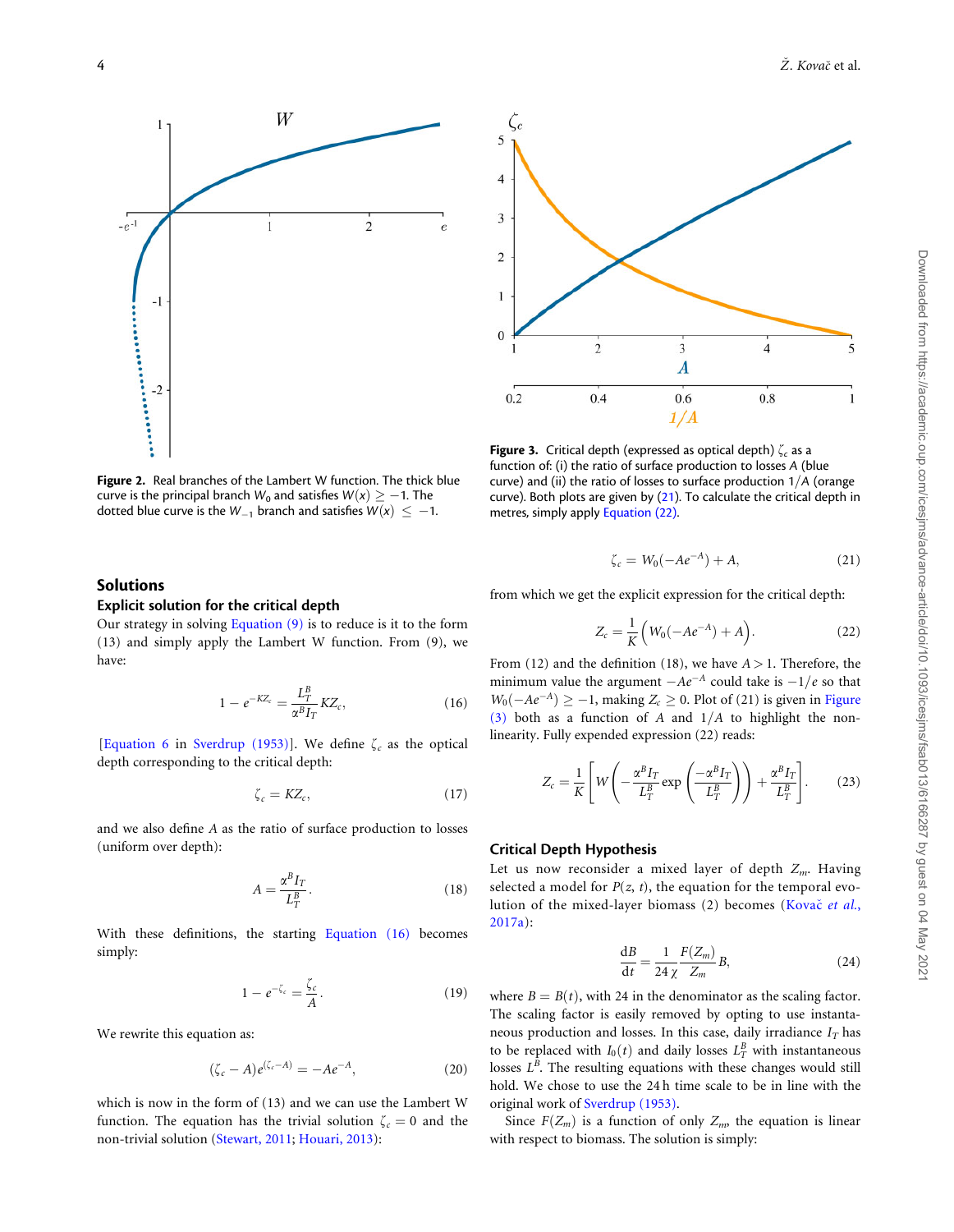Figure 2. Real branches of the Lambert W function. The thick blue curve is the principal branch $W_0$ and satisfies $W(x) \geq -1$. The dotted blue curve is the $W_{-1}$ branch and satisfies $W(x) \leq -1$.

## Solutions

### Explicit solution for the critical depth

Our strategy in solving Equation (9) is to reduce is it to the form (13) and simply apply the Lambert W function. From (9), we have:

$$1 - e^{-KZ_c} = \frac{L_T^B}{\alpha^B I_T} KZ_c, \tag{16}$$

[Equation 6 in Sverdrup (1953)]. We define $\zeta_c$ as the optical depth corresponding to the critical depth:

$$\zeta_c = KZ_c, \tag{17}$$

and we also define $A$ as the ratio of surface production to losses (uniform over depth):

$$A = \frac{\alpha^B I_T}{L_T^B}. \tag{18}$$

With these definitions, the starting Equation (16) becomes simply:

$$1 - e^{-\zeta_c} = \frac{\zeta_c}{A}. \tag{19}$$

We rewrite this equation as:

$$(\zeta_c - A)e^{(\zeta_c - A)} = -Ae^{-A}, \tag{20}$$

which is now in the form of (13) and we can use the Lambert W function. The equation has the trivial solution $\zeta_c = 0$ and the non-trivial solution (Stewart, 2011; Houari, 2013):

Figure 3. Critical depth (expressed as optical depth) $\zeta_c$ as a function of: (i) the ratio of surface production to losses $A$ (blue curve) and (ii) the ratio of losses to surface production $1/A$ (orange curve). Both plots are given by (21). To calculate the critical depth in metres, simply apply Equation (22).

$$\zeta_c = W_0(-Ae^{-A}) + A, \tag{21}$$

from which we get the explicit expression for the critical depth:

$$Z_c = \frac{1}{K}\left(W_0(-Ae^{-A}) + A\right). \tag{22}$$

From (12) and the definition (18), we have $A > 1$. Therefore, the minimum value the argument $-Ae^{-A}$ could take is $-1/e$ so that $W_0(-Ae^{-A}) \geq -1$, making $Z_c \geq 0$. Plot of (21) is given in Figure (3) both as a function of $A$ and $1/A$ to highlight the non-linearity. Fully expended expression (22) reads:

$$Z_c = \frac{1}{K}\left[W\left(-\frac{\alpha^B I_T}{L_T^B}\exp\left(\frac{-\alpha^B I_T}{L_T^B}\right)\right) + \frac{\alpha^B I_T}{L_T^B}\right]. \tag{23}$$

## Critical Depth Hypothesis

Let us now reconsider a mixed layer of depth $Z_m$. Having selected a model for $P(z, t)$, the equation for the temporal evolution of the mixed-layer biomass (2) becomes (Kovač *et al.*, 2017a):

$$\frac{\mathrm{d}B}{\mathrm{d}t} = \frac{1}{24\,\chi}\frac{F(Z_m)}{Z_m}B, \tag{24}$$

where $B = B(t)$, with 24 in the denominator as the scaling factor. The scaling factor is easily removed by opting to use instantaneous production and losses. In this case, daily irradiance $I_T$ has to be replaced with $I_0(t)$ and daily losses $L_T^B$ with instantaneous losses $L^B$. The resulting equations with these changes would still hold. We chose to use the 24 h time scale to be in line with the original work of Sverdrup (1953).

Since $F(Z_m)$ is a function of only $Z_m$, the equation is linear with respect to biomass. The solution is simply: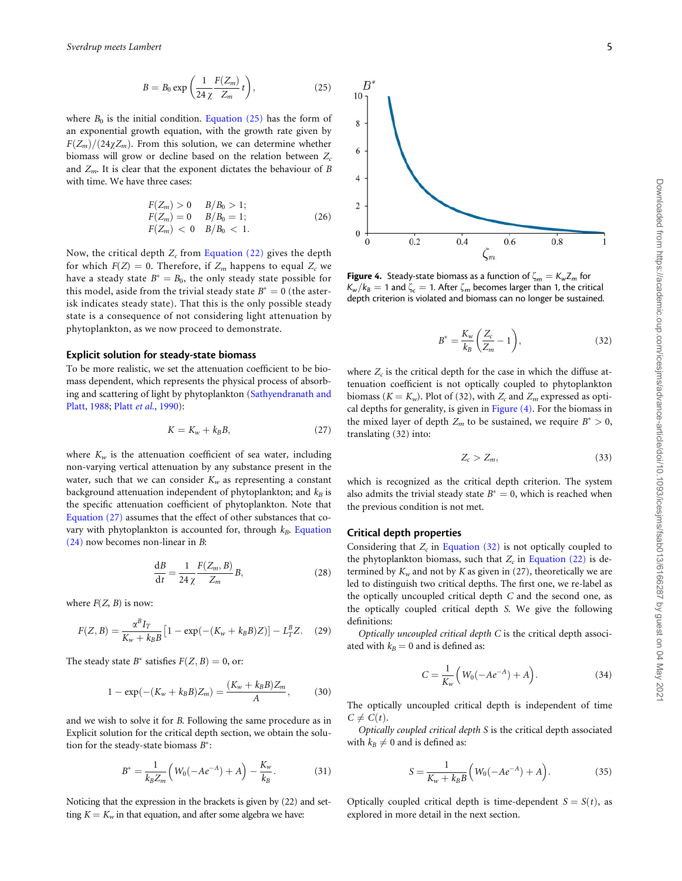$$B = B_0 \exp\left(\frac{1}{24\,\chi}\frac{F(Z_m)}{Z_m}t\right), \tag{25}$$

where $B_0$ is the initial condition. Equation (25) has the form of an exponential growth equation, with the growth rate given by $F(Z_m)/(24\chi Z_m)$. From this solution, we can determine whether biomass will grow or decline based on the relation between $Z_c$ and $Z_m$. It is clear that the exponent dictates the behaviour of $B$ with time. We have three cases:

$$\begin{array}{ll} F(Z_m) > 0 & B/B_0 > 1; \\ F(Z_m) = 0 & B/B_0 = 1; \\ F(Z_m) < 0 & B/B_0 < 1. \end{array} \tag{26}$$

Now, the critical depth $Z_c$ from Equation (22) gives the depth for which $F(Z) = 0$. Therefore, if $Z_m$ happens to equal $Z_c$ we have a steady state $B^* = B_0$, the only steady state possible for this model, aside from the trivial steady state $B^* = 0$ (the asterisk indicates steady state). That this is the only possible steady state is a consequence of not considering light attenuation by phytoplankton, as we now proceed to demonstrate.

## Explicit solution for steady-state biomass

To be more realistic, we set the attenuation coefficient to be biomass dependent, which represents the physical process of absorbing and scattering of light by phytoplankton (Sathyendranath and Platt, 1988; Platt *et al.*, 1990):

$$K = K_w + k_B B, \tag{27}$$

where $K_w$ is the attenuation coefficient of sea water, including non-varying vertical attenuation by any substance present in the water, such that we can consider $K_w$ as representing a constant background attenuation independent of phytoplankton; and $k_B$ is the specific attenuation coefficient of phytoplankton. Note that Equation (27) assumes that the effect of other substances that co-vary with phytoplankton is accounted for, through $k_B$. Equation (24) now becomes non-linear in $B$:

$$\frac{\mathrm{d}B}{\mathrm{d}t} = \frac{1}{24\,\chi}\frac{F(Z_m, B)}{Z_m}B, \tag{28}$$

where $F(Z, B)$ is now:

$$F(Z,B) = \frac{\alpha^B I_T}{K_w + k_B B}\left[1 - \exp(-(K_w + k_B B)Z)\right] - L_T^B Z. \tag{29}$$

The steady state $B^*$ satisfies $F(Z, B) = 0$, or:

$$1 - \exp(-(K_w + k_B B)Z_m) = \frac{(K_w + k_B B)Z_m}{A}, \tag{30}$$

and we wish to solve it for $B$. Following the same procedure as in Explicit solution for the critical depth section, we obtain the solution for the steady-state biomass $B^*$:

$$B^* = \frac{1}{k_B Z_m}\left(W_0(-Ae^{-A}) + A\right) - \frac{K_w}{k_B}. \tag{31}$$

Noticing that the expression in the brackets is given by (22) and setting $K = K_w$ in that equation, and after some algebra we have:

Figure 4. Steady-state biomass as a function of $\zeta_m = K_w Z_m$ for $K_w/k_B = 1$ and $\zeta_c = 1$. After $\zeta_m$ becomes larger than 1, the critical depth criterion is violated and biomass can no longer be sustained.

$$B^* = \frac{K_w}{k_B}\left(\frac{Z_c}{Z_m} - 1\right), \tag{32}$$

where $Z_c$ is the critical depth for the case in which the diffuse attenuation coefficient is not optically coupled to phytoplankton biomass ($K = K_w$). Plot of (32), with $Z_c$ and $Z_m$ expressed as optical depths for generality, is given in Figure (4). For the biomass in the mixed layer of depth $Z_m$ to be sustained, we require $B^* > 0$, translating (32) into:

$$Z_c > Z_m, \tag{33}$$

which is recognized as the critical depth criterion. The system also admits the trivial steady state $B^* = 0$, which is reached when the previous condition is not met.

## Critical depth properties

Considering that $Z_c$ in Equation (32) is not optically coupled to the phytoplankton biomass, such that $Z_c$ in Equation (22) is determined by $K_w$ and not by $K$ as given in (27), theoretically we are led to distinguish two critical depths. The first one, we re-label as the optically uncoupled critical depth $C$ and the second one, as the optically coupled critical depth $S$. We give the following definitions:

*Optically uncoupled critical depth* $C$ is the critical depth associated with $k_B = 0$ and is defined as:

$$C = \frac{1}{K_w}\left(W_0(-Ae^{-A}) + A\right). \tag{34}$$

The optically uncoupled critical depth is independent of time $C \neq C(t)$.

*Optically coupled critical depth* $S$ is the critical depth associated with $k_B \neq 0$ and is defined as:

$$S = \frac{1}{K_w + k_B B}\left(W_0(-Ae^{-A}) + A\right). \tag{35}$$

Optically coupled critical depth is time-dependent $S = S(t)$, as explored in more detail in the next section.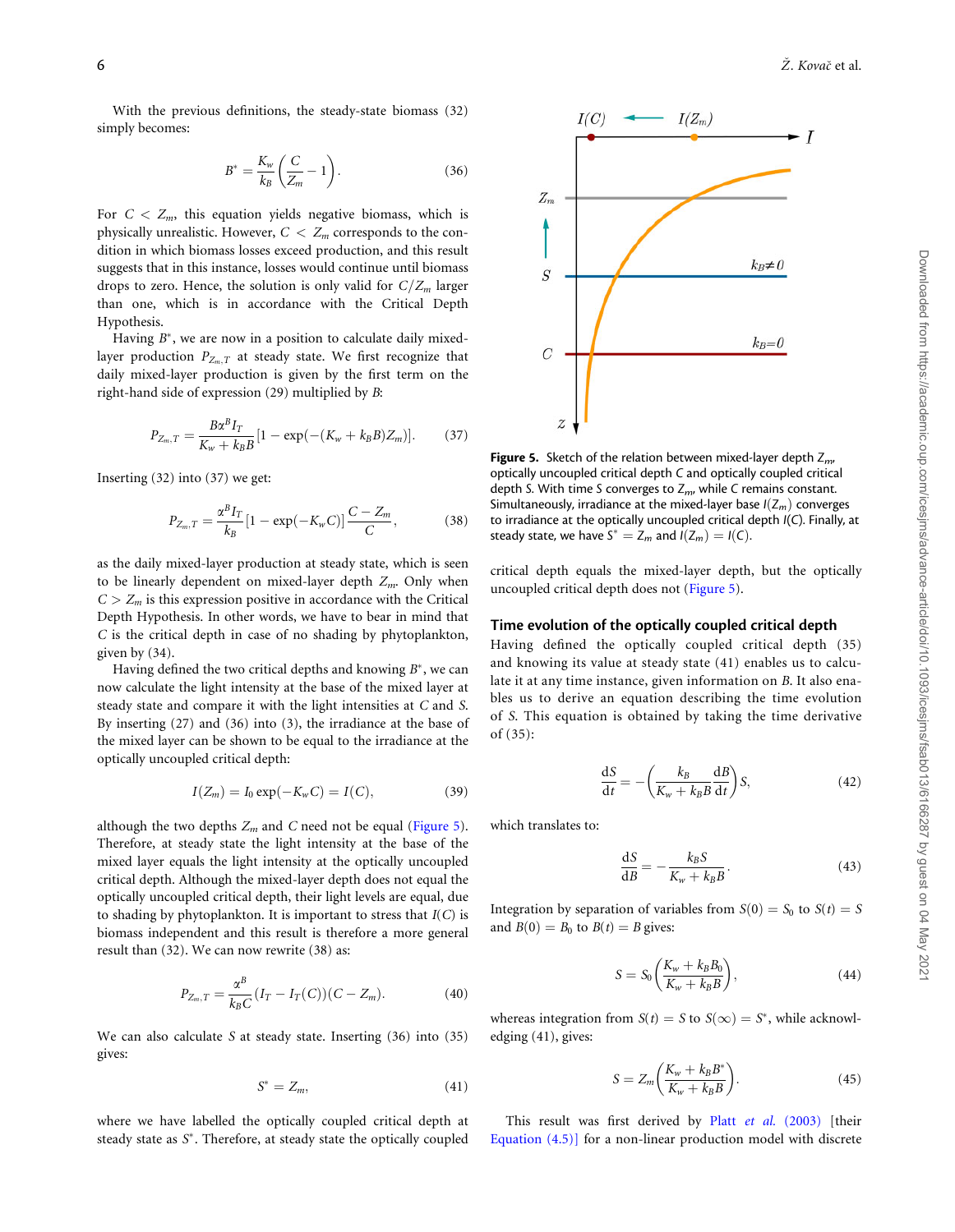With the previous definitions, the steady-state biomass (32) simply becomes:

$$B^* = \frac{K_w}{k_B}\left(\frac{C}{Z_m} - 1\right). \tag{36}$$

For $C < Z_m$, this equation yields negative biomass, which is physically unrealistic. However, $C < Z_m$ corresponds to the condition in which biomass losses exceed production, and this result suggests that in this instance, losses would continue until biomass drops to zero. Hence, the solution is only valid for $C/Z_m$ larger than one, which is in accordance with the Critical Depth Hypothesis.

Having $B^*$, we are now in a position to calculate daily mixed-layer production $P_{Z_m,T}$ at steady state. We first recognize that daily mixed-layer production is given by the first term on the right-hand side of expression (29) multiplied by $B$:

$$P_{Z_m,T} = \frac{B\alpha^B I_T}{K_w + k_B B}[1 - \exp(-(K_w + k_B B)Z_m)]. \tag{37}$$

Inserting (32) into (37) we get:

$$P_{Z_m,T} = \frac{\alpha^B I_T}{k_B}[1 - \exp(-K_w C)]\frac{C - Z_m}{C}, \tag{38}$$

as the daily mixed-layer production at steady state, which is seen to be linearly dependent on mixed-layer depth $Z_m$. Only when $C > Z_m$ is this expression positive in accordance with the Critical Depth Hypothesis. In other words, we have to bear in mind that $C$ is the critical depth in case of no shading by phytoplankton, given by (34).

Having defined the two critical depths and knowing $B^*$, we can now calculate the light intensity at the base of the mixed layer at steady state and compare it with the light intensities at $C$ and $S$. By inserting (27) and (36) into (3), the irradiance at the base of the mixed layer can be shown to be equal to the irradiance at the optically uncoupled critical depth:

$$I(Z_m) = I_0 \exp(-K_w C) = I(C), \tag{39}$$

although the two depths $Z_m$ and $C$ need not be equal (Figure 5). Therefore, at steady state the light intensity at the base of the mixed layer equals the light intensity at the optically uncoupled critical depth. Although the mixed-layer depth does not equal the optically uncoupled critical depth, their light levels are equal, due to shading by phytoplankton. It is important to stress that $I(C)$ is biomass independent and this result is therefore a more general result than (32). We can now rewrite (38) as:

$$P_{Z_m,T} = \frac{\alpha^B}{k_B C}(I_T - I_T(C))(C - Z_m). \tag{40}$$

We can also calculate $S$ at steady state. Inserting (36) into (35) gives:

$$S^* = Z_m, \tag{41}$$

where we have labelled the optically coupled critical depth at steady state as $S^*$. Therefore, at steady state the optically coupled critical depth equals the mixed-layer depth, but the optically uncoupled critical depth does not (Figure 5).

**Figure 5.** Sketch of the relation between mixed-layer depth $Z_m$, optically uncoupled critical depth $C$ and optically coupled critical depth $S$. With time $S$ converges to $Z_m$, while $C$ remains constant. Simultaneously, irradiance at the mixed-layer base $I(Z_m)$ converges to irradiance at the optically uncoupled critical depth $I(C)$. Finally, at steady state, we have $S^* = Z_m$ and $I(Z_m) = I(C)$.

## Time evolution of the optically coupled critical depth

Having defined the optically coupled critical depth (35) and knowing its value at steady state (41) enables us to calculate it at any time instance, given information on $B$. It also enables us to derive an equation describing the time evolution of $S$. This equation is obtained by taking the time derivative of (35):

$$\frac{\mathrm{d}S}{\mathrm{d}t} = -\left(\frac{k_B}{K_w + k_B B}\frac{\mathrm{d}B}{\mathrm{d}t}\right)S, \tag{42}$$

which translates to:

$$\frac{\mathrm{d}S}{\mathrm{d}B} = -\frac{k_B S}{K_w + k_B B}. \tag{43}$$

Integration by separation of variables from $S(0) = S_0$ to $S(t) = S$ and $B(0) = B_0$ to $B(t) = B$ gives:

$$S = S_0\left(\frac{K_w + k_B B_0}{K_w + k_B B}\right), \tag{44}$$

whereas integration from $S(t) = S$ to $S(\infty) = S^*$, while acknowledging (41), gives:

$$S = Z_m\left(\frac{K_w + k_B B^*}{K_w + k_B B}\right). \tag{45}$$

This result was first derived by Platt *et al.* (2003) [their Equation (4.5)] for a non-linear production model with discrete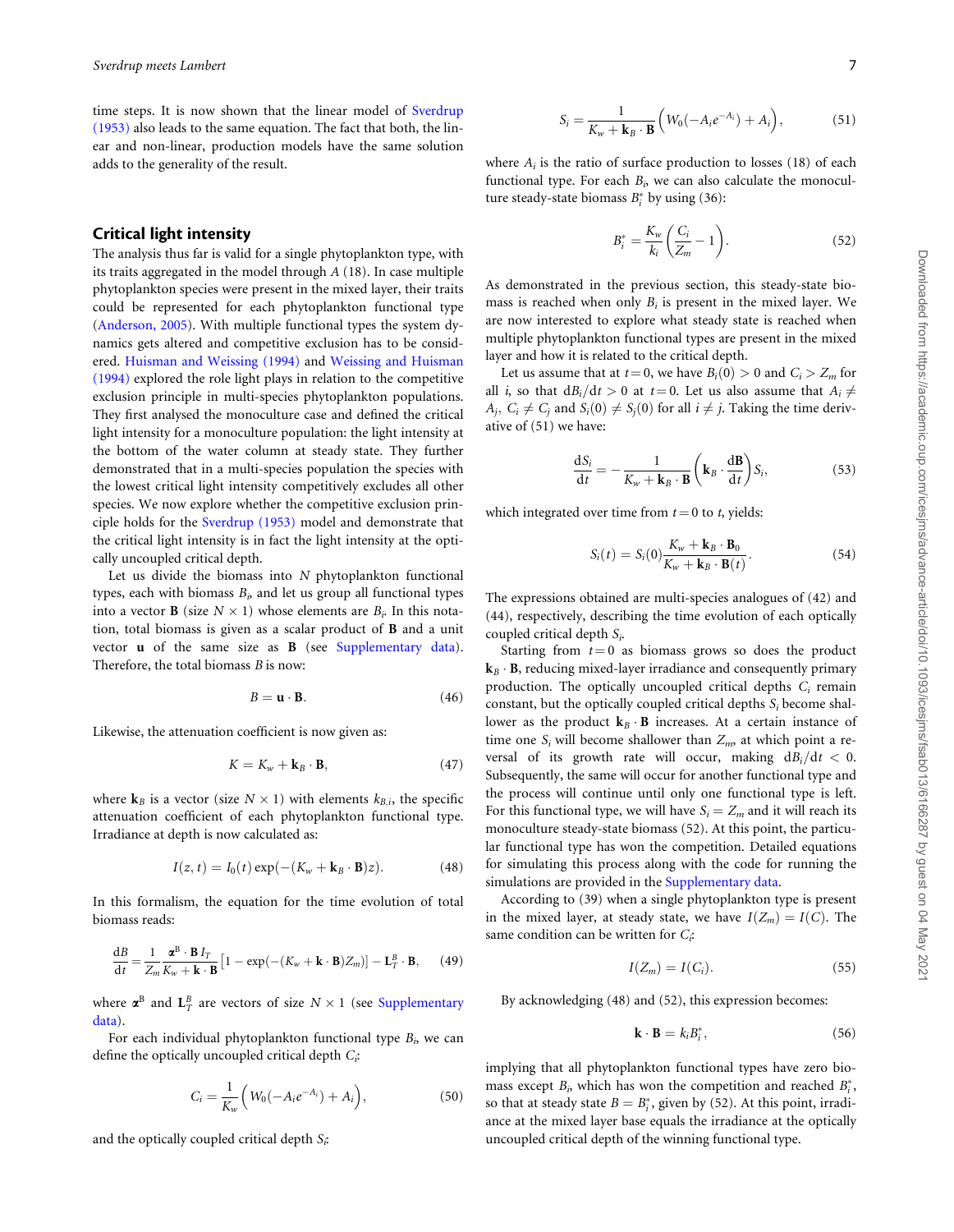time steps. It is now shown that the linear model of Sverdrup (1953) also leads to the same equation. The fact that both, the linear and non-linear, production models have the same solution adds to the generality of the result.

## Critical light intensity

The analysis thus far is valid for a single phytoplankton type, with its traits aggregated in the model through $A$ (18). In case multiple phytoplankton species were present in the mixed layer, their traits could be represented for each phytoplankton functional type (Anderson, 2005). With multiple functional types the system dynamics gets altered and competitive exclusion has to be considered. Huisman and Weissing (1994) and Weissing and Huisman (1994) explored the role light plays in relation to the competitive exclusion principle in multi-species phytoplankton populations. They first analysed the monoculture case and defined the critical light intensity for a monoculture population: the light intensity at the bottom of the water column at steady state. They further demonstrated that in a multi-species population the species with the lowest critical light intensity competitively excludes all other species. We now explore whether the competitive exclusion principle holds for the Sverdrup (1953) model and demonstrate that the critical light intensity is in fact the light intensity at the optically uncoupled critical depth.

Let us divide the biomass into $N$ phytoplankton functional types, each with biomass $B_i$, and let us group all functional types into a vector $\mathbf{B}$ (size $N \times 1$) whose elements are $B_i$. In this notation, total biomass is given as a scalar product of $\mathbf{B}$ and a unit vector $\mathbf{u}$ of the same size as $\mathbf{B}$ (see Supplementary data). Therefore, the total biomass $B$ is now:

$$B = \mathbf{u} \cdot \mathbf{B}. \tag{46}$$

Likewise, the attenuation coefficient is now given as:

$$K = K_w + \mathbf{k}_B \cdot \mathbf{B}, \tag{47}$$

where $\mathbf{k}_B$ is a vector (size $N \times 1$) with elements $k_{B,i}$, the specific attenuation coefficient of each phytoplankton functional type. Irradiance at depth is now calculated as:

$$I(z,t) = I_0(t)\exp(-(K_w + \mathbf{k}_B \cdot \mathbf{B})z). \tag{48}$$

In this formalism, the equation for the time evolution of total biomass reads:

$$\frac{\mathrm{d}B}{\mathrm{d}t} = \frac{1}{Z_m}\frac{\boldsymbol{\alpha}^{\mathrm{B}} \cdot \mathbf{B}\, I_T}{K_w + \mathbf{k} \cdot \mathbf{B}}\left[1 - \exp(-(K_w + \mathbf{k} \cdot \mathbf{B})Z_m)\right] - \mathbf{L}_T^B \cdot \mathbf{B}, \tag{49}$$

where $\boldsymbol{\alpha}^{\mathrm{B}}$ and $\mathbf{L}_T^B$ are vectors of size $N \times 1$ (see Supplementary data).

For each individual phytoplankton functional type $B_i$, we can define the optically uncoupled critical depth $C_i$:

$$C_i = \frac{1}{K_w}\left(W_0(-A_i e^{-A_i}) + A_i\right), \tag{50}$$

and the optically coupled critical depth $S_i$:

$$S_i = \frac{1}{K_w + \mathbf{k}_B \cdot \mathbf{B}}\left(W_0(-A_i e^{-A_i}) + A_i\right), \tag{51}$$

where $A_i$ is the ratio of surface production to losses (18) of each functional type. For each $B_i$, we can also calculate the monoculture steady-state biomass $B_i^*$ by using (36):

$$B_i^* = \frac{K_w}{k_i}\left(\frac{C_i}{Z_m} - 1\right). \tag{52}$$

As demonstrated in the previous section, this steady-state biomass is reached when only $B_i$ is present in the mixed layer. We are now interested to explore what steady state is reached when multiple phytoplankton functional types are present in the mixed layer and how it is related to the critical depth.

Let us assume that at $t = 0$, we have $B_i(0) > 0$ and $C_i > Z_m$ for all $i$, so that $\mathrm{d}B_i/\mathrm{d}t > 0$ at $t = 0$. Let us also assume that $A_i \neq A_j$, $C_i \neq C_j$ and $S_i(0) \neq S_j(0)$ for all $i \neq j$. Taking the time derivative of (51) we have:

$$\frac{\mathrm{d}S_i}{\mathrm{d}t} = -\frac{1}{K_w + \mathbf{k}_B \cdot \mathbf{B}}\left(\mathbf{k}_B \cdot \frac{\mathrm{d}\mathbf{B}}{\mathrm{d}t}\right)S_i, \tag{53}$$

which integrated over time from $t = 0$ to $t$, yields:

$$S_i(t) = S_i(0)\frac{K_w + \mathbf{k}_B \cdot \mathbf{B}_0}{K_w + \mathbf{k}_B \cdot \mathbf{B}(t)}. \tag{54}$$

The expressions obtained are multi-species analogues of (42) and (44), respectively, describing the time evolution of each optically coupled critical depth $S_i$.

Starting from $t = 0$ as biomass grows so does the product $\mathbf{k}_B \cdot \mathbf{B}$, reducing mixed-layer irradiance and consequently primary production. The optically uncoupled critical depths $C_i$ remain constant, but the optically coupled critical depths $S_i$ become shallower as the product $\mathbf{k}_B \cdot \mathbf{B}$ increases. At a certain instance of time one $S_i$ will become shallower than $Z_m$, at which point a reversal of its growth rate will occur, making $\mathrm{d}B_i/\mathrm{d}t < 0$. Subsequently, the same will occur for another functional type and the process will continue until only one functional type is left. For this functional type, we will have $S_i = Z_m$ and it will reach its monoculture steady-state biomass (52). At this point, the particular functional type has won the competition. Detailed equations for simulating this process along with the code for running the simulations are provided in the Supplementary data.

According to (39) when a single phytoplankton type is present in the mixed layer, at steady state, we have $I(Z_m) = I(C)$. The same condition can be written for $C_i$:

$$I(Z_m) = I(C_i). \tag{55}$$

By acknowledging (48) and (52), this expression becomes:

$$\mathbf{k} \cdot \mathbf{B} = k_i B_i^*, \tag{56}$$

implying that all phytoplankton functional types have zero biomass except $B_i$, which has won the competition and reached $B_i^*$, so that at steady state $B = B_i^*$, given by (52). At this point, irradiance at the mixed layer base equals the irradiance at the optically uncoupled critical depth of the winning functional type.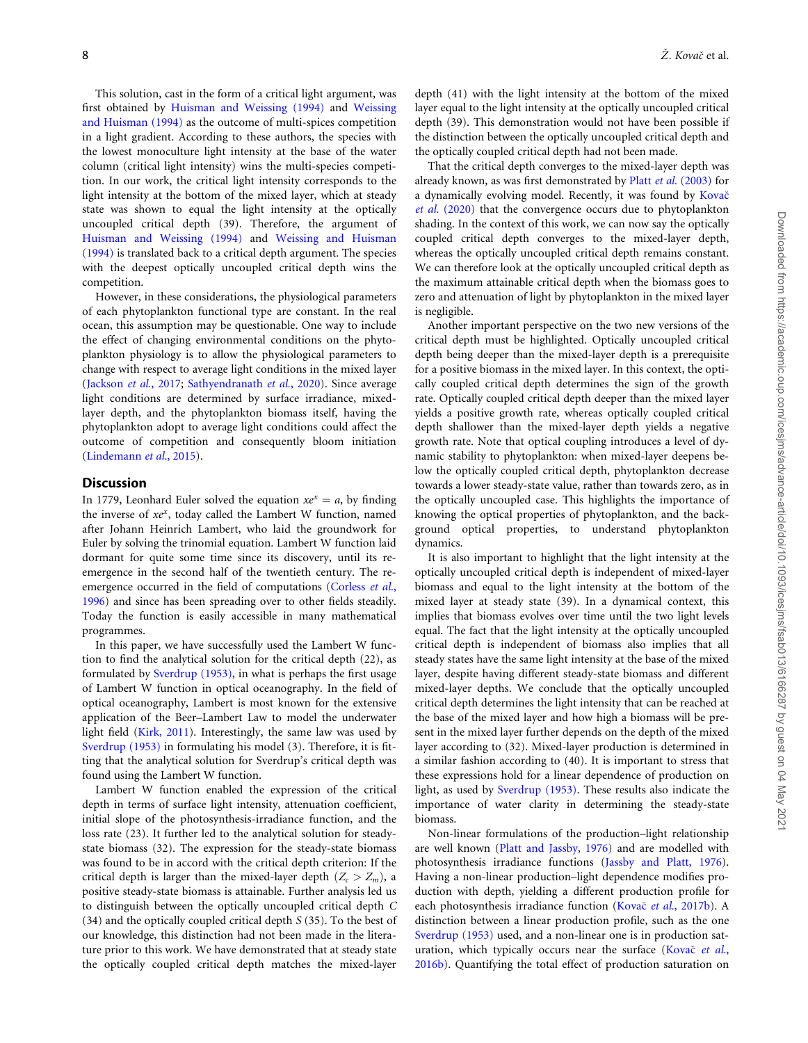This solution, cast in the form of a critical light argument, was first obtained by Huisman and Weissing (1994) and Weissing and Huisman (1994) as the outcome of multi-spices competition in a light gradient. According to these authors, the species with the lowest monoculture light intensity at the base of the water column (critical light intensity) wins the multi-species competition. In our work, the critical light intensity corresponds to the light intensity at the bottom of the mixed layer, which at steady state was shown to equal the light intensity at the optically uncoupled critical depth (39). Therefore, the argument of Huisman and Weissing (1994) and Weissing and Huisman (1994) is translated back to a critical depth argument. The species with the deepest optically uncoupled critical depth wins the competition.

However, in these considerations, the physiological parameters of each phytoplankton functional type are constant. In the real ocean, this assumption may be questionable. One way to include the effect of changing environmental conditions on the phytoplankton physiology is to allow the physiological parameters to change with respect to average light conditions in the mixed layer (Jackson *et al.*, 2017; Sathyendranath *et al.*, 2020). Since average light conditions are determined by surface irradiance, mixed-layer depth, and the phytoplankton biomass itself, having the phytoplankton adopt to average light conditions could affect the outcome of competition and consequently bloom initiation (Lindemann *et al.*, 2015).

## Discussion

In 1779, Leonhard Euler solved the equation $xe^x = a$, by finding the inverse of $xe^x$, today called the Lambert W function, named after Johann Heinrich Lambert, who laid the groundwork for Euler by solving the trinomial equation. Lambert W function laid dormant for quite some time since its discovery, until its re-emergence in the second half of the twentieth century. The re-emergence occurred in the field of computations (Corless *et al.*, 1996) and since has been spreading over to other fields steadily. Today the function is easily accessible in many mathematical programmes.

In this paper, we have successfully used the Lambert W function to find the analytical solution for the critical depth (22), as formulated by Sverdrup (1953), in what is perhaps the first usage of Lambert W function in optical oceanography. In the field of optical oceanography, Lambert is most known for the extensive application of the Beer–Lambert Law to model the underwater light field (Kirk, 2011). Interestingly, the same law was used by Sverdrup (1953) in formulating his model (3). Therefore, it is fitting that the analytical solution for Sverdrup's critical depth was found using the Lambert W function.

Lambert W function enabled the expression of the critical depth in terms of surface light intensity, attenuation coefficient, initial slope of the photosynthesis-irradiance function, and the loss rate (23). It further led to the analytical solution for steady-state biomass (32). The expression for the steady-state biomass was found to be in accord with the critical depth criterion: If the critical depth is larger than the mixed-layer depth ($Z_c > Z_m$), a positive steady-state biomass is attainable. Further analysis led us to distinguish between the optically uncoupled critical depth $C$ (34) and the optically coupled critical depth $S$ (35). To the best of our knowledge, this distinction had not been made in the literature prior to this work. We have demonstrated that at steady state the optically coupled critical depth matches the mixed-layer depth (41) with the light intensity at the bottom of the mixed layer equal to the light intensity at the optically uncoupled critical depth (39). This demonstration would not have been possible if the distinction between the optically uncoupled critical depth and the optically coupled critical depth had not been made.

That the critical depth converges to the mixed-layer depth was already known, as was first demonstrated by Platt *et al.* (2003) for a dynamically evolving model. Recently, it was found by Kovač *et al.* (2020) that the convergence occurs due to phytoplankton shading. In the context of this work, we can now say the optically coupled critical depth converges to the mixed-layer depth, whereas the optically uncoupled critical depth remains constant. We can therefore look at the optically uncoupled critical depth as the maximum attainable critical depth when the biomass goes to zero and attenuation of light by phytoplankton in the mixed layer is negligible.

Another important perspective on the two new versions of the critical depth must be highlighted. Optically uncoupled critical depth being deeper than the mixed-layer depth is a prerequisite for a positive biomass in the mixed layer. In this context, the optically coupled critical depth determines the sign of the growth rate. Optically coupled critical depth deeper than the mixed layer yields a positive growth rate, whereas optically coupled critical depth shallower than the mixed-layer depth yields a negative growth rate. Note that optical coupling introduces a level of dynamic stability to phytoplankton: when mixed-layer deepens below the optically coupled critical depth, phytoplankton decrease towards a lower steady-state value, rather than towards zero, as in the optically uncoupled case. This highlights the importance of knowing the optical properties of phytoplankton, and the background optical properties, to understand phytoplankton dynamics.

It is also important to highlight that the light intensity at the optically uncoupled critical depth is independent of mixed-layer biomass and equal to the light intensity at the bottom of the mixed layer at steady state (39). In a dynamical context, this implies that biomass evolves over time until the two light levels equal. The fact that the light intensity at the optically uncoupled critical depth is independent of biomass also implies that all steady states have the same light intensity at the base of the mixed layer, despite having different steady-state biomass and different mixed-layer depths. We conclude that the optically uncoupled critical depth determines the light intensity that can be reached at the base of the mixed layer and how high a biomass will be present in the mixed layer further depends on the depth of the mixed layer according to (32). Mixed-layer production is determined in a similar fashion according to (40). It is important to stress that these expressions hold for a linear dependence of production on light, as used by Sverdrup (1953). These results also indicate the importance of water clarity in determining the steady-state biomass.

Non-linear formulations of the production–light relationship are well known (Platt and Jassby, 1976) and are modelled with photosynthesis irradiance functions (Jassby and Platt, 1976). Having a non-linear production–light dependence modifies production with depth, yielding a different production profile for each photosynthesis irradiance function (Kovač *et al.*, 2017b). A distinction between a linear production profile, such as the one Sverdrup (1953) used, and a non-linear one is in production saturation, which typically occurs near the surface (Kovač *et al.*, 2016b). Quantifying the total effect of production saturation on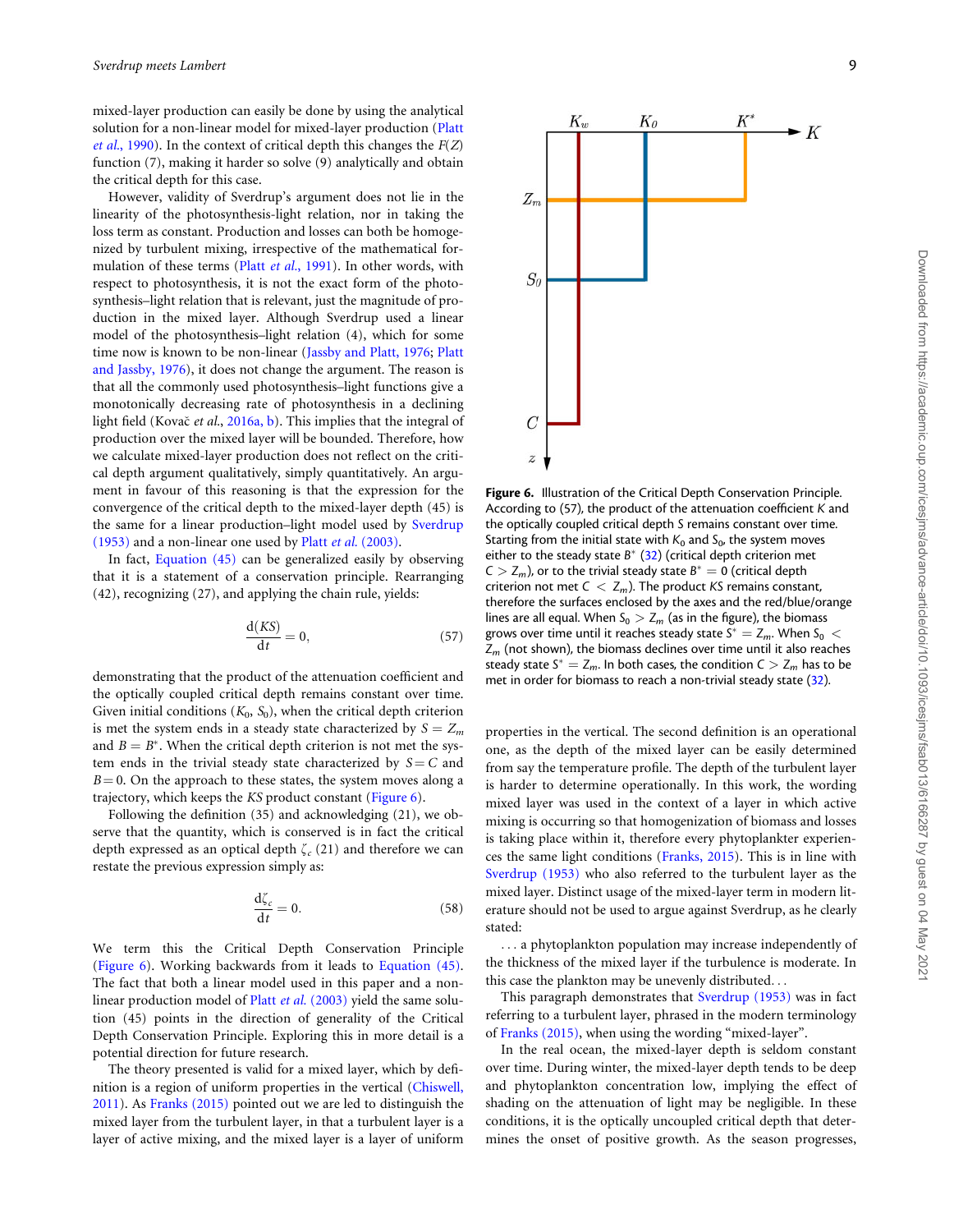mixed-layer production can easily be done by using the analytical solution for a non-linear model for mixed-layer production (Platt *et al.*, 1990). In the context of critical depth this changes the $F(Z)$ function (7), making it harder so solve (9) analytically and obtain the critical depth for this case.

However, validity of Sverdrup's argument does not lie in the linearity of the photosynthesis-light relation, nor in taking the loss term as constant. Production and losses can both be homogenized by turbulent mixing, irrespective of the mathematical formulation of these terms (Platt *et al.*, 1991). In other words, with respect to photosynthesis, it is not the exact form of the photosynthesis–light relation that is relevant, just the magnitude of production in the mixed layer. Although Sverdrup used a linear model of the photosynthesis–light relation (4), which for some time now is known to be non-linear (Jassby and Platt, 1976; Platt and Jassby, 1976), it does not change the argument. The reason is that all the commonly used photosynthesis–light functions give a monotonically decreasing rate of photosynthesis in a declining light field (Kovač *et al.*, 2016a, b). This implies that the integral of production over the mixed layer will be bounded. Therefore, how we calculate mixed-layer production does not reflect on the critical depth argument qualitatively, simply quantitatively. An argument in favour of this reasoning is that the expression for the convergence of the critical depth to the mixed-layer depth (45) is the same for a linear production–light model used by Sverdrup (1953) and a non-linear one used by Platt *et al.* (2003).

In fact, Equation (45) can be generalized easily by observing that it is a statement of a conservation principle. Rearranging (42), recognizing (27), and applying the chain rule, yields:

$$\frac{\mathrm{d}(KS)}{\mathrm{d}t} = 0, \tag{57}$$

demonstrating that the product of the attenuation coefficient and the optically coupled critical depth remains constant over time. Given initial conditions ($K_0$, $S_0$), when the critical depth criterion is met the system ends in a steady state characterized by $S = Z_m$ and $B = B^*$. When the critical depth criterion is not met the system ends in the trivial steady state characterized by $S = C$ and $B = 0$. On the approach to these states, the system moves along a trajectory, which keeps the $KS$ product constant (Figure 6).

Following the definition (35) and acknowledging (21), we observe that the quantity, which is conserved is in fact the critical depth expressed as an optical depth $\zeta_c$ (21) and therefore we can restate the previous expression simply as:

$$\frac{\mathrm{d}\zeta_c}{\mathrm{d}t} = 0. \tag{58}$$

We term this the Critical Depth Conservation Principle (Figure 6). Working backwards from it leads to Equation (45). The fact that both a linear model used in this paper and a nonlinear production model of Platt *et al.* (2003) yield the same solution (45) points in the direction of generality of the Critical Depth Conservation Principle. Exploring this in more detail is a potential direction for future research.

The theory presented is valid for a mixed layer, which by definition is a region of uniform properties in the vertical (Chiswell, 2011). As Franks (2015) pointed out we are led to distinguish the mixed layer from the turbulent layer, in that a turbulent layer is a layer of active mixing, and the mixed layer is a layer of uniform properties in the vertical. The second definition is an operational one, as the depth of the mixed layer can be easily determined from say the temperature profile. The depth of the turbulent layer is harder to determine operationally. In this work, the wording mixed layer was used in the context of a layer in which active mixing is occurring so that homogenization of biomass and losses is taking place within it, therefore every phytoplankter experiences the same light conditions (Franks, 2015). This is in line with Sverdrup (1953) who also referred to the turbulent layer as the mixed layer. Distinct usage of the mixed-layer term in modern literature should not be used to argue against Sverdrup, as he clearly stated:

…a phytoplankton population may increase independently of the thickness of the mixed layer if the turbulence is moderate. In this case the plankton may be unevenly distributed…

This paragraph demonstrates that Sverdrup (1953) was in fact referring to a turbulent layer, phrased in the modern terminology of Franks (2015), when using the wording "mixed-layer".

In the real ocean, the mixed-layer depth is seldom constant over time. During winter, the mixed-layer depth tends to be deep and phytoplankton concentration low, implying the effect of shading on the attenuation of light may be negligible. In these conditions, it is the optically uncoupled critical depth that determines the onset of positive growth. As the season progresses,

**Figure 6.** Illustration of the Critical Depth Conservation Principle. According to (57), the product of the attenuation coefficient $K$ and the optically coupled critical depth $S$ remains constant over time. Starting from the initial state with $K_0$ and $S_0$, the system moves either to the steady state $B^*$ (32) (critical depth criterion met $C > Z_m$), or to the trivial steady state $B^* = 0$ (critical depth criterion not met $C < Z_m$). The product $KS$ remains constant, therefore the surfaces enclosed by the axes and the red/blue/orange lines are all equal. When $S_0 > Z_m$ (as in the figure), the biomass grows over time until it reaches steady state $S^* = Z_m$. When $S_0 < Z_m$ (not shown), the biomass declines over time until it also reaches steady state $S^* = Z_m$. In both cases, the condition $C > Z_m$ has to be met in order for biomass to reach a non-trivial steady state (32).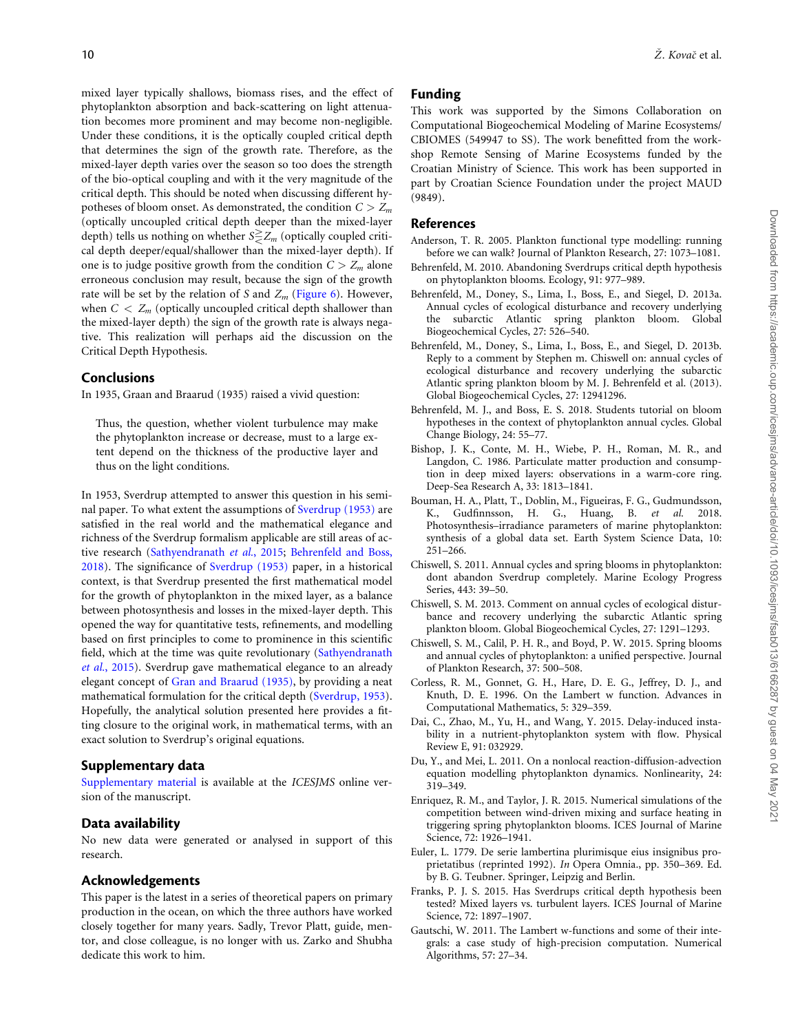mixed layer typically shallows, biomass rises, and the effect of phytoplankton absorption and back-scattering on light attenuation becomes more prominent and may become non-negligible. Under these conditions, it is the optically coupled critical depth that determines the sign of the growth rate. Therefore, as the mixed-layer depth varies over the season so too does the strength of the bio-optical coupling and with it the very magnitude of the critical depth. This should be noted when discussing different hypotheses of bloom onset. As demonstrated, the condition $C > Z_m$ (optically uncoupled critical depth deeper than the mixed-layer depth) tells us nothing on whether $S \gtreqless Z_m$ (optically coupled critical depth deeper/equal/shallower than the mixed-layer depth). If one is to judge positive growth from the condition $C > Z_m$ alone erroneous conclusion may result, because the sign of the growth rate will be set by the relation of $S$ and $Z_m$ (Figure 6). However, when $C < Z_m$ (optically uncoupled critical depth shallower than the mixed-layer depth) the sign of the growth rate is always negative. This realization will perhaps aid the discussion on the Critical Depth Hypothesis.

## Conclusions

In 1935, Graan and Braarud (1935) raised a vivid question:

> Thus, the question, whether violent turbulence may make the phytoplankton increase or decrease, must to a large extent depend on the thickness of the productive layer and thus on the light conditions.

In 1953, Sverdrup attempted to answer this question in his seminal paper. To what extent the assumptions of Sverdrup (1953) are satisfied in the real world and the mathematical elegance and richness of the Sverdrup formalism applicable are still areas of active research (Sathyendranath *et al.*, 2015; Behrenfeld and Boss, 2018). The significance of Sverdrup (1953) paper, in a historical context, is that Sverdrup presented the first mathematical model for the growth of phytoplankton in the mixed layer, as a balance between photosynthesis and losses in the mixed-layer depth. This opened the way for quantitative tests, refinements, and modelling based on first principles to come to prominence in this scientific field, which at the time was quite revolutionary (Sathyendranath *et al.*, 2015). Sverdrup gave mathematical elegance to an already elegant concept of Gran and Braarud (1935), by providing a neat mathematical formulation for the critical depth (Sverdrup, 1953). Hopefully, the analytical solution presented here provides a fitting closure to the original work, in mathematical terms, with an exact solution to Sverdrup's original equations.

## Supplementary data

Supplementary material is available at the *ICESJMS* online version of the manuscript.

## Data availability

No new data were generated or analysed in support of this research.

## Acknowledgements

This paper is the latest in a series of theoretical papers on primary production in the ocean, on which the three authors have worked closely together for many years. Sadly, Trevor Platt, guide, mentor, and close colleague, is no longer with us. Zarko and Shubha dedicate this work to him.

## Funding

This work was supported by the Simons Collaboration on Computational Biogeochemical Modeling of Marine Ecosystems/CBIOMES (549947 to SS). The work benefitted from the workshop Remote Sensing of Marine Ecosystems funded by the Croatian Ministry of Science. This work has been supported in part by Croatian Science Foundation under the project MAUD (9849).

## References

Anderson, T. R. 2005. Plankton functional type modelling: running before we can walk? Journal of Plankton Research, 27: 1073–1081.

Behrenfeld, M. 2010. Abandoning Sverdrups critical depth hypothesis on phytoplankton blooms. Ecology, 91: 977–989.

Behrenfeld, M., Doney, S., Lima, I., Boss, E., and Siegel, D. 2013a. Annual cycles of ecological disturbance and recovery underlying the subarctic Atlantic spring plankton bloom. Global Biogeochemical Cycles, 27: 526–540.

Behrenfeld, M., Doney, S., Lima, I., Boss, E., and Siegel, D. 2013b. Reply to a comment by Stephen m. Chiswell on: annual cycles of ecological disturbance and recovery underlying the subarctic Atlantic spring plankton bloom by M. J. Behrenfeld et al. (2013). Global Biogeochemical Cycles, 27: 12941296.

Behrenfeld, M. J., and Boss, E. S. 2018. Students tutorial on bloom hypotheses in the context of phytoplankton annual cycles. Global Change Biology, 24: 55–77.

Bishop, J. K., Conte, M. H., Wiebe, P. H., Roman, M. R., and Langdon, C. 1986. Particulate matter production and consumption in deep mixed layers: observations in a warm-core ring. Deep-Sea Research A, 33: 1813–1841.

Bouman, H. A., Platt, T., Doblin, M., Figueiras, F. G., Gudmundsson, K., Gudfinnsson, H. G., Huang, B. *et al.* 2018. Photosynthesis–irradiance parameters of marine phytoplankton: synthesis of a global data set. Earth System Science Data, 10: 251–266.

Chiswell, S. 2011. Annual cycles and spring blooms in phytoplankton: dont abandon Sverdrup completely. Marine Ecology Progress Series, 443: 39–50.

Chiswell, S. M. 2013. Comment on annual cycles of ecological disturbance and recovery underlying the subarctic Atlantic spring plankton bloom. Global Biogeochemical Cycles, 27: 1291–1293.

Chiswell, S. M., Calil, P. H. R., and Boyd, P. W. 2015. Spring blooms and annual cycles of phytoplankton: a unified perspective. Journal of Plankton Research, 37: 500–508.

Corless, R. M., Gonnet, G. H., Hare, D. E. G., Jeffrey, D. J., and Knuth, D. E. 1996. On the Lambert w function. Advances in Computational Mathematics, 5: 329–359.

Dai, C., Zhao, M., Yu, H., and Wang, Y. 2015. Delay-induced instability in a nutrient-phytoplankton system with flow. Physical Review E, 91: 032929.

Du, Y., and Mei, L. 2011. On a nonlocal reaction-diffusion-advection equation modelling phytoplankton dynamics. Nonlinearity, 24: 319–349.

Enriquez, R. M., and Taylor, J. R. 2015. Numerical simulations of the competition between wind-driven mixing and surface heating in triggering spring phytoplankton blooms. ICES Journal of Marine Science, 72: 1926–1941.

Euler, L. 1779. De serie lambertina plurimisque eius insignibus proprietatibus (reprinted 1992). *In* Opera Omnia., pp. 350–369. Ed. by B. G. Teubner. Springer, Leipzig and Berlin.

Franks, P. J. S. 2015. Has Sverdrups critical depth hypothesis been tested? Mixed layers vs. turbulent layers. ICES Journal of Marine Science, 72: 1897–1907.

Gautschi, W. 2011. The Lambert w-functions and some of their integrals: a case study of high-precision computation. Numerical Algorithms, 57: 27–34.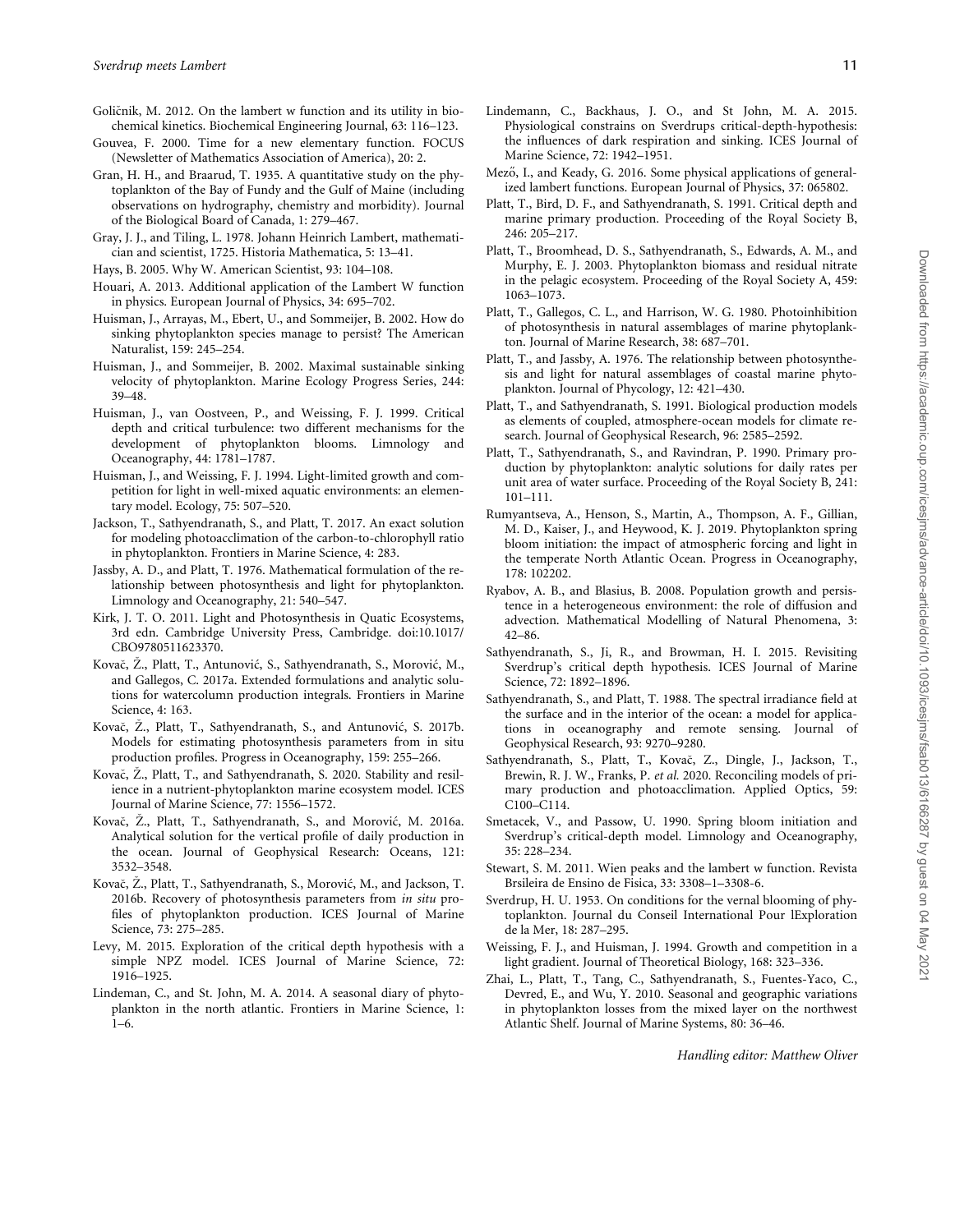Goličnik, M. 2012. On the lambert w function and its utility in biochemical kinetics. Biochemical Engineering Journal, 63: 116–123.

Gouvea, F. 2000. Time for a new elementary function. FOCUS (Newsletter of Mathematics Association of America), 20: 2.

Gran, H. H., and Braarud, T. 1935. A quantitative study on the phytoplankton of the Bay of Fundy and the Gulf of Maine (including observations on hydrography, chemistry and morbidity). Journal of the Biological Board of Canada, 1: 279–467.

Gray, J. J., and Tiling, L. 1978. Johann Heinrich Lambert, mathematician and scientist, 1725. Historia Mathematica, 5: 13–41.

Hays, B. 2005. Why W. American Scientist, 93: 104–108.

Houari, A. 2013. Additional application of the Lambert W function in physics. European Journal of Physics, 34: 695–702.

Huisman, J., Arrayas, M., Ebert, U., and Sommeijer, B. 2002. How do sinking phytoplankton species manage to persist? The American Naturalist, 159: 245–254.

Huisman, J., and Sommeijer, B. 2002. Maximal sustainable sinking velocity of phytoplankton. Marine Ecology Progress Series, 244: 39–48.

Huisman, J., van Oostveen, P., and Weissing, F. J. 1999. Critical depth and critical turbulence: two different mechanisms for the development of phytoplankton blooms. Limnology and Oceanography, 44: 1781–1787.

Huisman, J., and Weissing, F. J. 1994. Light-limited growth and competition for light in well-mixed aquatic environments: an elementary model. Ecology, 75: 507–520.

Jackson, T., Sathyendranath, S., and Platt, T. 2017. An exact solution for modeling photoacclimation of the carbon-to-chlorophyll ratio in phytoplankton. Frontiers in Marine Science, 4: 283.

Jassby, A. D., and Platt, T. 1976. Mathematical formulation of the relationship between photosynthesis and light for phytoplankton. Limnology and Oceanography, 21: 540–547.

Kirk, J. T. O. 2011. Light and Photosynthesis in Quatic Ecosystems, 3rd edn. Cambridge University Press, Cambridge. doi:10.1017/CBO9780511623370.

Kovač, Ž., Platt, T., Antunović, S., Sathyendranath, S., Morović, M., and Gallegos, C. 2017a. Extended formulations and analytic solutions for watercolumn production integrals. Frontiers in Marine Science, 4: 163.

Kovač, Ž., Platt, T., Sathyendranath, S., and Antunović, S. 2017b. Models for estimating photosynthesis parameters from in situ production profiles. Progress in Oceanography, 159: 255–266.

Kovač, Ž., Platt, T., and Sathyendranath, S. 2020. Stability and resilience in a nutrient-phytoplankton marine ecosystem model. ICES Journal of Marine Science, 77: 1556–1572.

Kovač, Ž., Platt, T., Sathyendranath, S., and Morović, M. 2016a. Analytical solution for the vertical profile of daily production in the ocean. Journal of Geophysical Research: Oceans, 121: 3532–3548.

Kovač, Ž., Platt, T., Sathyendranath, S., Morović, M., and Jackson, T. 2016b. Recovery of photosynthesis parameters from *in situ* profiles of phytoplankton production. ICES Journal of Marine Science, 73: 275–285.

Levy, M. 2015. Exploration of the critical depth hypothesis with a simple NPZ model. ICES Journal of Marine Science, 72: 1916–1925.

Lindeman, C., and St. John, M. A. 2014. A seasonal diary of phytoplankton in the north atlantic. Frontiers in Marine Science, 1: 1–6.

Lindemann, C., Backhaus, J. O., and St John, M. A. 2015. Physiological constrains on Sverdrups critical-depth-hypothesis: the influences of dark respiration and sinking. ICES Journal of Marine Science, 72: 1942–1951.

Mező, I., and Keady, G. 2016. Some physical applications of generalized lambert functions. European Journal of Physics, 37: 065802.

Platt, T., Bird, D. F., and Sathyendranath, S. 1991. Critical depth and marine primary production. Proceeding of the Royal Society B, 246: 205–217.

Platt, T., Broomhead, D. S., Sathyendranath, S., Edwards, A. M., and Murphy, E. J. 2003. Phytoplankton biomass and residual nitrate in the pelagic ecosystem. Proceeding of the Royal Society A, 459: 1063–1073.

Platt, T., Gallegos, C. L., and Harrison, W. G. 1980. Photoinhibition of photosynthesis in natural assemblages of marine phytoplankton. Journal of Marine Research, 38: 687–701.

Platt, T., and Jassby, A. 1976. The relationship between photosynthesis and light for natural assemblages of coastal marine phytoplankton. Journal of Phycology, 12: 421–430.

Platt, T., and Sathyendranath, S. 1991. Biological production models as elements of coupled, atmosphere-ocean models for climate research. Journal of Geophysical Research, 96: 2585–2592.

Platt, T., Sathyendranath, S., and Ravindran, P. 1990. Primary production by phytoplankton: analytic solutions for daily rates per unit area of water surface. Proceeding of the Royal Society B, 241: 101–111.

Rumyantseva, A., Henson, S., Martin, A., Thompson, A. F., Gillian, M. D., Kaiser, J., and Heywood, K. J. 2019. Phytoplankton spring bloom initiation: the impact of atmospheric forcing and light in the temperate North Atlantic Ocean. Progress in Oceanography, 178: 102202.

Ryabov, A. B., and Blasius, B. 2008. Population growth and persistence in a heterogeneous environment: the role of diffusion and advection. Mathematical Modelling of Natural Phenomena, 3: 42–86.

Sathyendranath, S., Ji, R., and Browman, H. I. 2015. Revisiting Sverdrup's critical depth hypothesis. ICES Journal of Marine Science, 72: 1892–1896.

Sathyendranath, S., and Platt, T. 1988. The spectral irradiance field at the surface and in the interior of the ocean: a model for applications in oceanography and remote sensing. Journal of Geophysical Research, 93: 9270–9280.

Sathyendranath, S., Platt, T., Kovač, Z., Dingle, J., Jackson, T., Brewin, R. J. W., Franks, P. *et al.* 2020. Reconciling models of primary production and photoacclimation. Applied Optics, 59: C100–C114.

Smetacek, V., and Passow, U. 1990. Spring bloom initiation and Sverdrup's critical-depth model. Limnology and Oceanography, 35: 228–234.

Stewart, S. M. 2011. Wien peaks and the lambert w function. Revista Brsileira de Ensino de Fisica, 33: 3308–1–3308-6.

Sverdrup, H. U. 1953. On conditions for the vernal blooming of phytoplankton. Journal du Conseil International Pour lExploration de la Mer, 18: 287–295.

Weissing, F. J., and Huisman, J. 1994. Growth and competition in a light gradient. Journal of Theoretical Biology, 168: 323–336.

Zhai, L., Platt, T., Tang, C., Sathyendranath, S., Fuentes-Yaco, C., Devred, E., and Wu, Y. 2010. Seasonal and geographic variations in phytoplankton losses from the mixed layer on the northwest Atlantic Shelf. Journal of Marine Systems, 80: 36–46.

*Handling editor: Matthew Oliver*